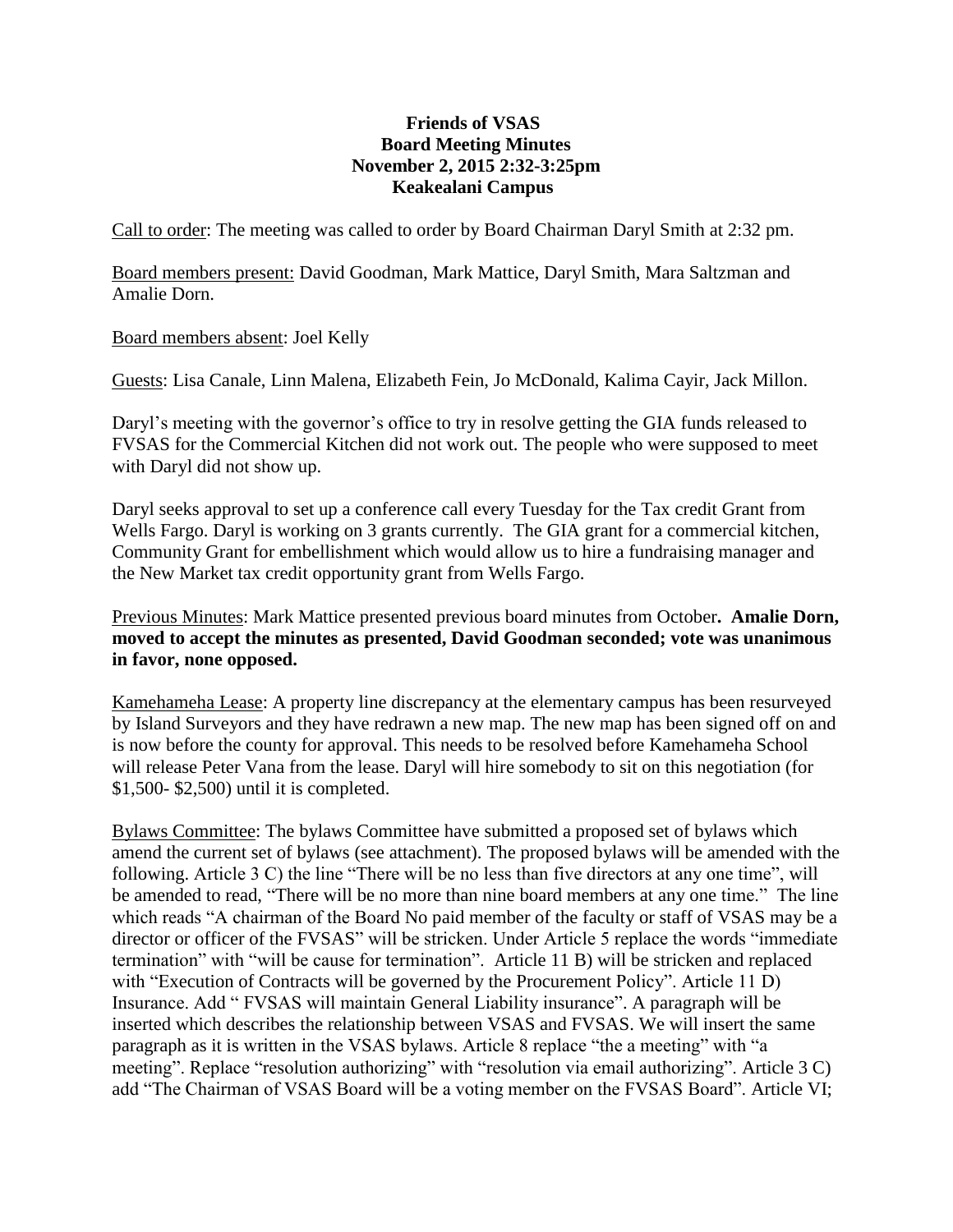**Friends of VSAS**
**Board Meeting Minutes**
**November 2, 2015 2:32-3:25pm**
**Keakealani Campus**

Call to order: The meeting was called to order by Board Chairman Daryl Smith at 2:32 pm.

Board members present: David Goodman, Mark Mattice, Daryl Smith, Mara Saltzman and Amalie Dorn.

Board members absent: Joel Kelly

Guests: Lisa Canale, Linn Malena, Elizabeth Fein, Jo McDonald, Kalima Cayir, Jack Millon.

Daryl's meeting with the governor's office to try in resolve getting the GIA funds released to FVSAS for the Commercial Kitchen did not work out. The people who were supposed to meet with Daryl did not show up.

Daryl seeks approval to set up a conference call every Tuesday for the Tax credit Grant from Wells Fargo. Daryl is working on 3 grants currently. The GIA grant for a commercial kitchen, Community Grant for embellishment which would allow us to hire a fundraising manager and the New Market tax credit opportunity grant from Wells Fargo.

Previous Minutes: Mark Mattice presented previous board minutes from October**. Amalie Dorn, moved to accept the minutes as presented, David Goodman seconded; vote was unanimous in favor, none opposed.**

Kamehameha Lease: A property line discrepancy at the elementary campus has been resurveyed by Island Surveyors and they have redrawn a new map. The new map has been signed off on and is now before the county for approval. This needs to be resolved before Kamehameha School will release Peter Vana from the lease. Daryl will hire somebody to sit on this negotiation (for $1,500- $2,500) until it is completed.

Bylaws Committee: The bylaws Committee have submitted a proposed set of bylaws which amend the current set of bylaws (see attachment). The proposed bylaws will be amended with the following. Article 3 C) the line "There will be no less than five directors at any one time", will be amended to read, "There will be no more than nine board members at any one time." The line which reads "A chairman of the Board No paid member of the faculty or staff of VSAS may be a director or officer of the FVSAS" will be stricken. Under Article 5 replace the words "immediate termination" with "will be cause for termination". Article 11 B) will be stricken and replaced with "Execution of Contracts will be governed by the Procurement Policy". Article 11 D) Insurance. Add " FVSAS will maintain General Liability insurance". A paragraph will be inserted which describes the relationship between VSAS and FVSAS. We will insert the same paragraph as it is written in the VSAS bylaws. Article 8 replace "the a meeting" with "a meeting". Replace "resolution authorizing" with "resolution via email authorizing". Article 3 C) add "The Chairman of VSAS Board will be a voting member on the FVSAS Board". Article VI;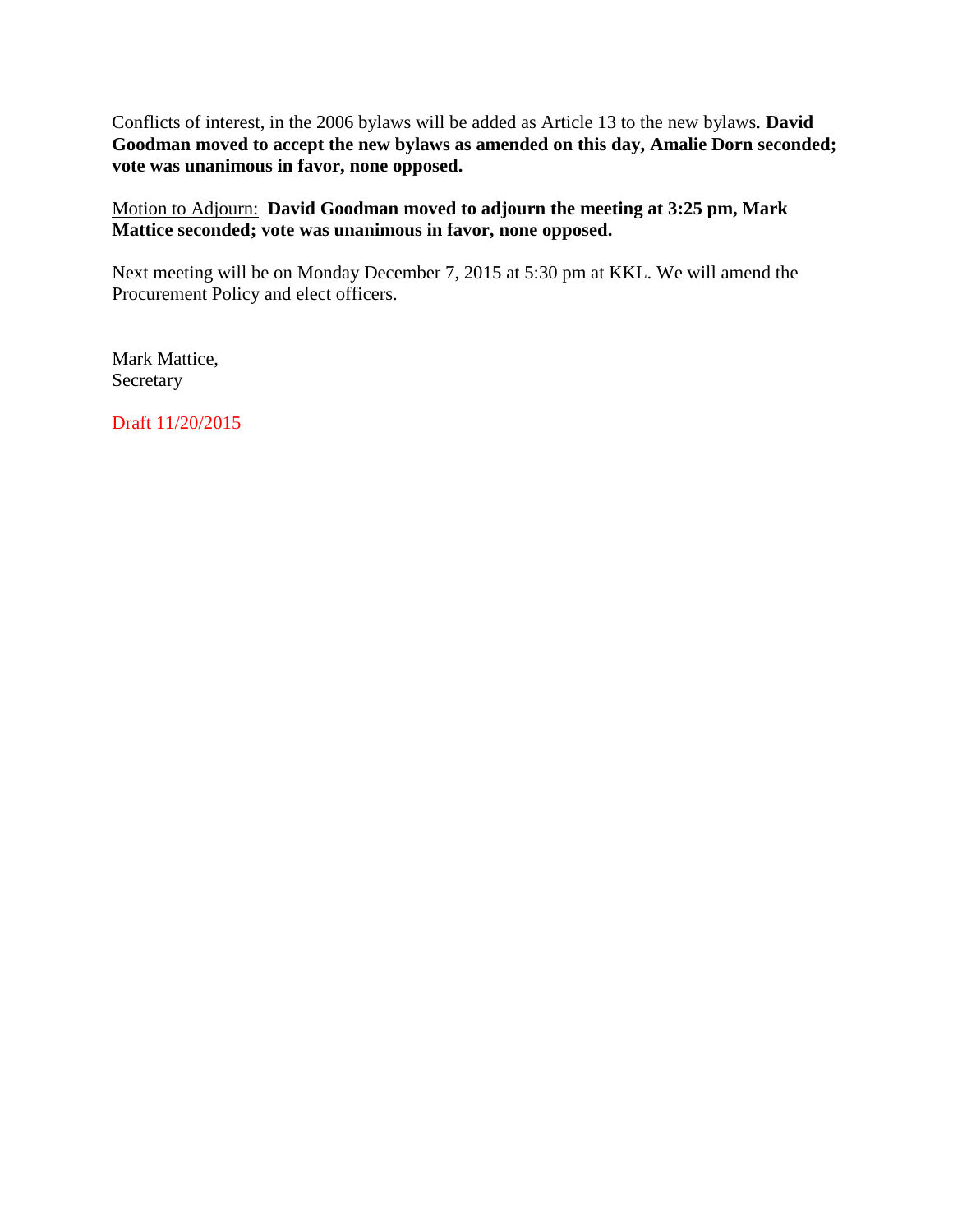Conflicts of interest, in the 2006 bylaws will be added as Article 13 to the new bylaws. **David Goodman moved to accept the new bylaws as amended on this day, Amalie Dorn seconded; vote was unanimous in favor, none opposed.**

<u>Motion to Adjourn:</u> **David Goodman moved to adjourn the meeting at 3:25 pm, Mark Mattice seconded; vote was unanimous in favor, none opposed.**

Next meeting will be on Monday December 7, 2015 at 5:30 pm at KKL. We will amend the Procurement Policy and elect officers.

Mark Mattice,
Secretary

Draft 11/20/2015